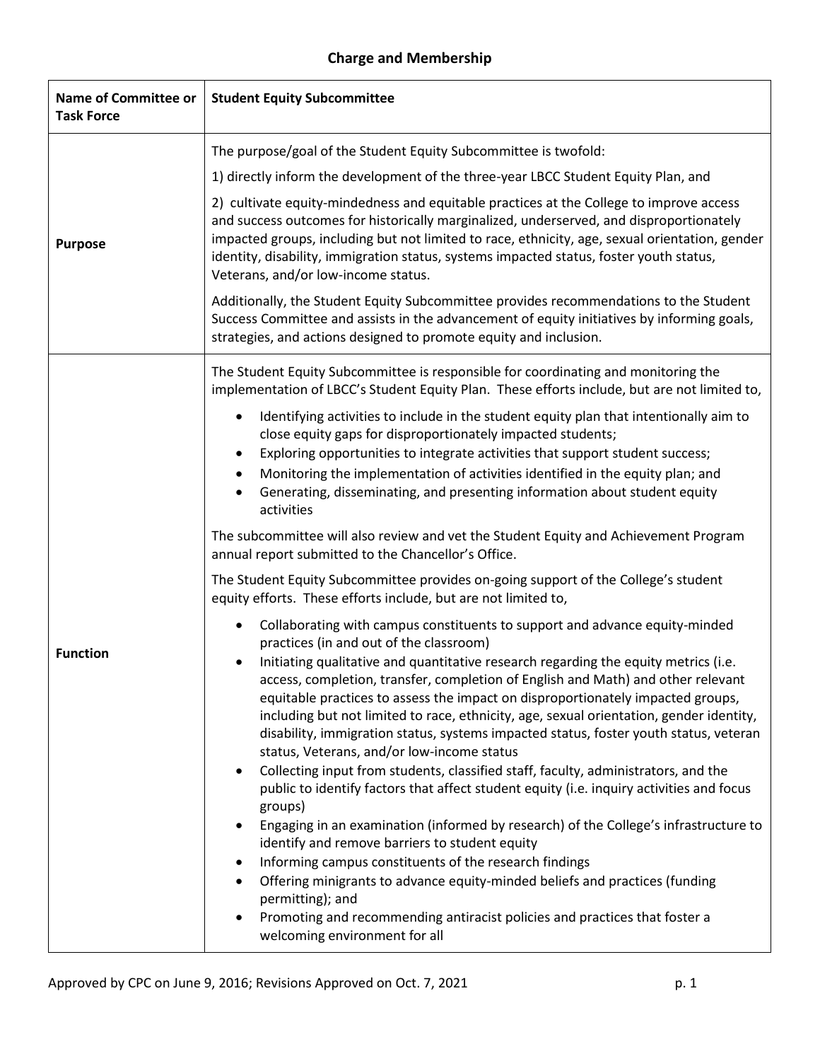## Charge and Membership

| Name of Committee or Task Force | Student Equity Subcommittee |
|---|---|
| Purpose | The purpose/goal of the Student Equity Subcommittee is twofold:<br><br>1) directly inform the development of the three-year LBCC Student Equity Plan, and<br><br>2) cultivate equity-mindedness and equitable practices at the College to improve access and success outcomes for historically marginalized, underserved, and disproportionately impacted groups, including but not limited to race, ethnicity, age, sexual orientation, gender identity, disability, immigration status, systems impacted status, foster youth status, Veterans, and/or low-income status.<br><br>Additionally, the Student Equity Subcommittee provides recommendations to the Student Success Committee and assists in the advancement of equity initiatives by informing goals, strategies, and actions designed to promote equity and inclusion. |
| Function | The Student Equity Subcommittee is responsible for coordinating and monitoring the implementation of LBCC's Student Equity Plan. These efforts include, but are not limited to,<br><br>• Identifying activities to include in the student equity plan that intentionally aim to close equity gaps for disproportionately impacted students;<br>• Exploring opportunities to integrate activities that support student success;<br>• Monitoring the implementation of activities identified in the equity plan; and<br>• Generating, disseminating, and presenting information about student equity activities<br><br>The subcommittee will also review and vet the Student Equity and Achievement Program annual report submitted to the Chancellor's Office.<br><br>The Student Equity Subcommittee provides on-going support of the College's student equity efforts. These efforts include, but are not limited to,<br><br>• Collaborating with campus constituents to support and advance equity-minded practices (in and out of the classroom)<br>• Initiating qualitative and quantitative research regarding the equity metrics (i.e. access, completion, transfer, completion of English and Math) and other relevant equitable practices to assess the impact on disproportionately impacted groups, including but not limited to race, ethnicity, age, sexual orientation, gender identity, disability, immigration status, systems impacted status, foster youth status, veteran status, Veterans, and/or low-income status<br>• Collecting input from students, classified staff, faculty, administrators, and the public to identify factors that affect student equity (i.e. inquiry activities and focus groups)<br>• Engaging in an examination (informed by research) of the College's infrastructure to identify and remove barriers to student equity<br>• Informing campus constituents of the research findings<br>• Offering minigrants to advance equity-minded beliefs and practices (funding permitting); and<br>• Promoting and recommending antiracist policies and practices that foster a welcoming environment for all |

Approved by CPC on June 9, 2016; Revisions Approved on Oct. 7, 2021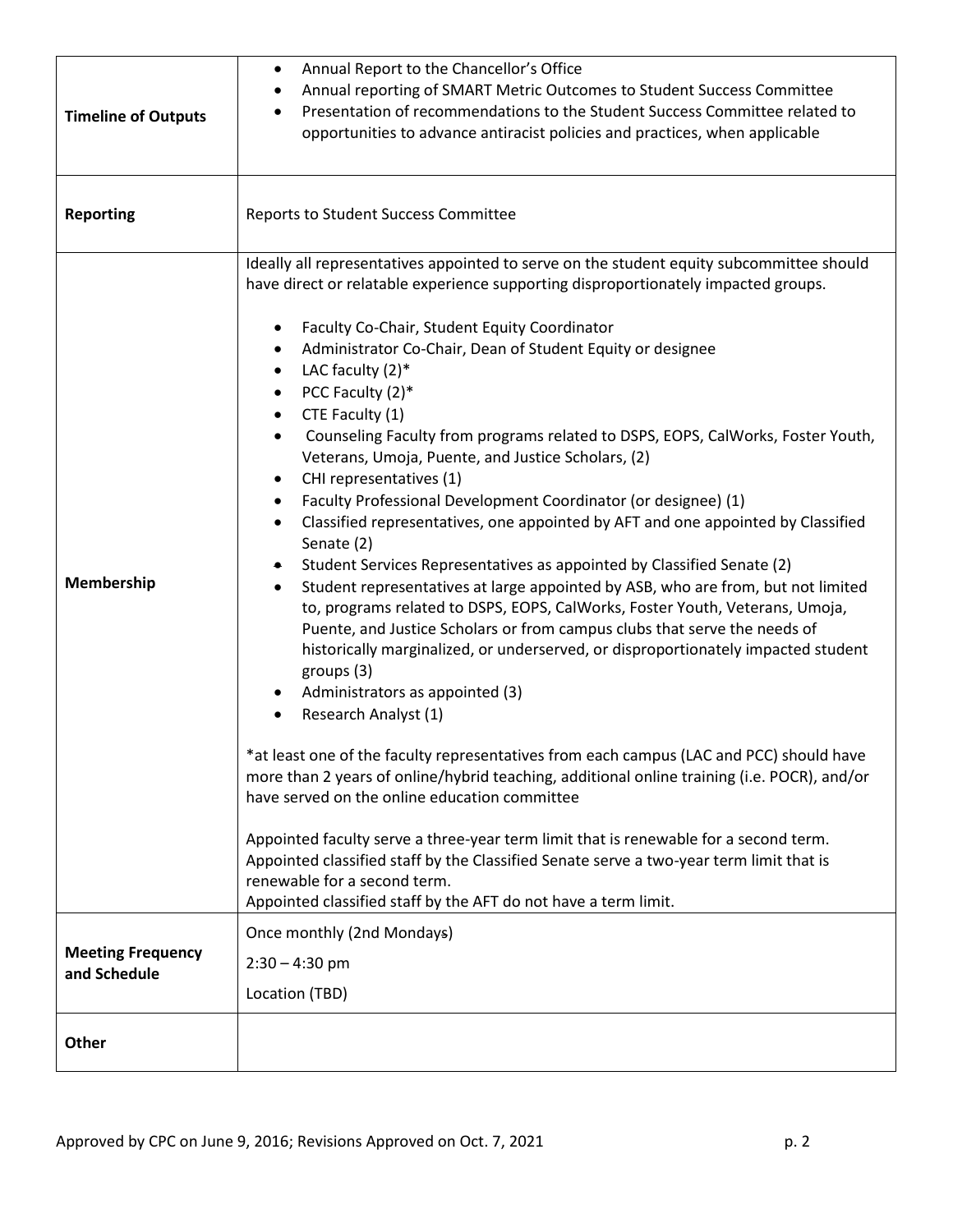| | |
|---|---|
| **Timeline of Outputs** | • Annual Report to the Chancellor's Office<br>• Annual reporting of SMART Metric Outcomes to Student Success Committee<br>• Presentation of recommendations to the Student Success Committee related to opportunities to advance antiracist policies and practices, when applicable |
| **Reporting** | Reports to Student Success Committee |
| **Membership** | Ideally all representatives appointed to serve on the student equity subcommittee should have direct or relatable experience supporting disproportionately impacted groups.<br><br>• Faculty Co-Chair, Student Equity Coordinator<br>• Administrator Co-Chair, Dean of Student Equity or designee<br>• LAC faculty (2)*<br>• PCC Faculty (2)*<br>• CTE Faculty (1)<br>• Counseling Faculty from programs related to DSPS, EOPS, CalWorks, Foster Youth, Veterans, Umoja, Puente, and Justice Scholars, (2)<br>• CHI representatives (1)<br>• Faculty Professional Development Coordinator (or designee) (1)<br>• Classified representatives, one appointed by AFT and one appointed by Classified Senate (2)<br>• Student Services Representatives as appointed by Classified Senate (2)<br>• Student representatives at large appointed by ASB, who are from, but not limited to, programs related to DSPS, EOPS, CalWorks, Foster Youth, Veterans, Umoja, Puente, and Justice Scholars or from campus clubs that serve the needs of historically marginalized, or underserved, or disproportionately impacted student groups (3)<br>• Administrators as appointed (3)<br>• Research Analyst (1)<br><br>*at least one of the faculty representatives from each campus (LAC and PCC) should have more than 2 years of online/hybrid teaching, additional online training (i.e. POCR), and/or have served on the online education committee<br><br>Appointed faculty serve a three-year term limit that is renewable for a second term. Appointed classified staff by the Classified Senate serve a two-year term limit that is renewable for a second term.<br>Appointed classified staff by the AFT do not have a term limit. |
| **Meeting Frequency and Schedule** | Once monthly (2nd Mondays)<br>2:30 – 4:30 pm<br>Location (TBD) |
| **Other** | |

Approved by CPC on June 9, 2016; Revisions Approved on Oct. 7, 2021